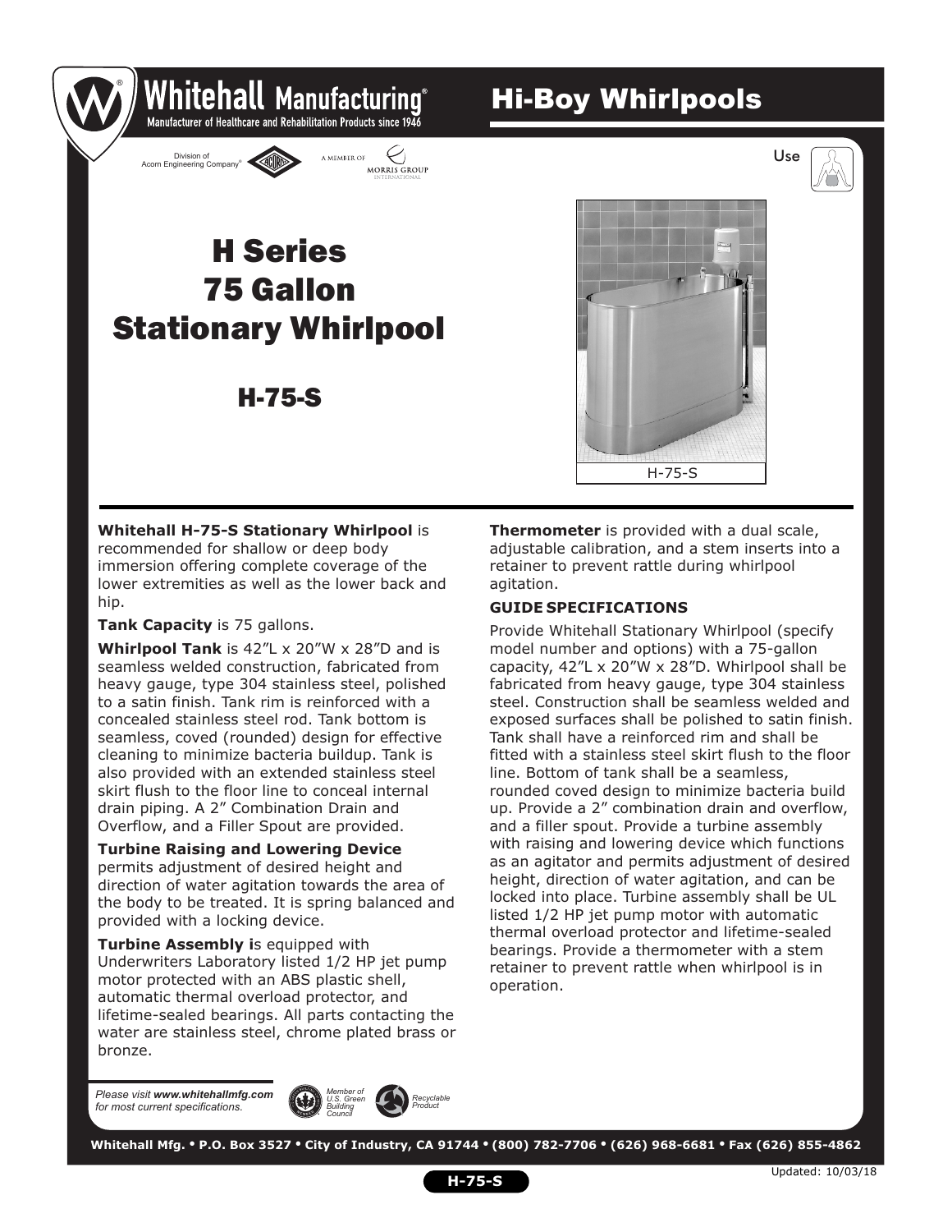# Whitehall Manufacturing®

Manufacturer of Healthcare and Rehabilitation Products since 1946

Division of Acorn Engineering Company® · A Member of Morris Group International

## Hi-Boy Whirlpools

Use

# H Series 75 Gallon Stationary Whirlpool

## H-75-S

H-75-S

**Whitehall H-75-S Stationary Whirlpool** is recommended for shallow or deep body immersion offering complete coverage of the lower extremities as well as the lower back and hip.

**Tank Capacity** is 75 gallons.

**Whirlpool Tank** is 42"L x 20"W x 28"D and is seamless welded construction, fabricated from heavy gauge, type 304 stainless steel, polished to a satin finish. Tank rim is reinforced with a concealed stainless steel rod. Tank bottom is seamless, coved (rounded) design for effective cleaning to minimize bacteria buildup. Tank is also provided with an extended stainless steel skirt flush to the floor line to conceal internal drain piping. A 2" Combination Drain and Overflow, and a Filler Spout are provided.

**Turbine Raising and Lowering Device** permits adjustment of desired height and direction of water agitation towards the area of the body to be treated. It is spring balanced and provided with a locking device.

**Turbine Assembly i**s equipped with Underwriters Laboratory listed 1/2 HP jet pump motor protected with an ABS plastic shell, automatic thermal overload protector, and lifetime-sealed bearings. All parts contacting the water are stainless steel, chrome plated brass or bronze.

**Thermometer** is provided with a dual scale, adjustable calibration, and a stem inserts into a retainer to prevent rattle during whirlpool agitation.

### GUIDE SPECIFICATIONS

Provide Whitehall Stationary Whirlpool (specify model number and options) with a 75-gallon capacity, 42"L x 20"W x 28"D. Whirlpool shall be fabricated from heavy gauge, type 304 stainless steel. Construction shall be seamless welded and exposed surfaces shall be polished to satin finish. Tank shall have a reinforced rim and shall be fitted with a stainless steel skirt flush to the floor line. Bottom of tank shall be a seamless, rounded coved design to minimize bacteria build up. Provide a 2" combination drain and overflow, and a filler spout. Provide a turbine assembly with raising and lowering device which functions as an agitator and permits adjustment of desired height, direction of water agitation, and can be locked into place. Turbine assembly shall be UL listed 1/2 HP jet pump motor with automatic thermal overload protector and lifetime-sealed bearings. Provide a thermometer with a stem retainer to prevent rattle when whirlpool is in operation.

*Please visit **www.whitehallmfg.com** for most current specifications.*

*Member of U.S. Green Building Council* · *Recyclable Product*

**Whitehall Mfg. • P.O. Box 3527 • City of Industry, CA 91744 • (800) 782-7706 • (626) 968-6681 • Fax (626) 855-4862**

Updated: 10/03/18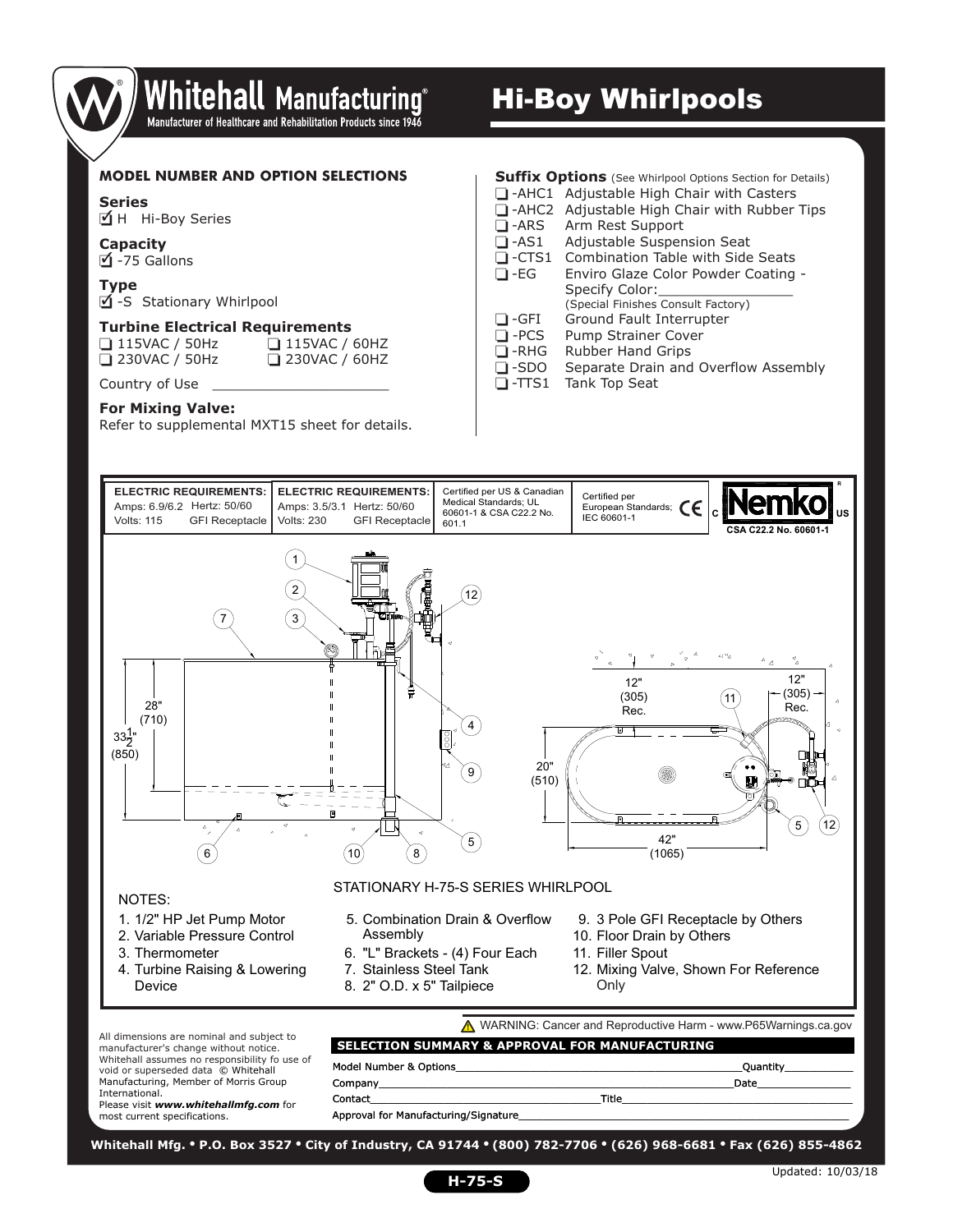# Whitehall Manufacturing®

Manufacturer of Healthcare and Rehabilitation Products since 1946

# Hi-Boy Whirlpools

## MODEL NUMBER AND OPTION SELECTIONS

**Series**

☑ H Hi-Boy Series

**Capacity**

☑ -75 Gallons

**Type**

☑ -S Stationary Whirlpool

**Turbine Electrical Requirements**

❑ 115VAC / 50Hz ❑ 115VAC / 60HZ
❑ 230VAC / 50Hz ❑ 230VAC / 60HZ

Country of Use ____________________

**For Mixing Valve:**
Refer to supplemental MXT15 sheet for details.

**Suffix Options** (See Whirlpool Options Section for Details)

- ❑ -AHC1 Adjustable High Chair with Casters
- ❑ -AHC2 Adjustable High Chair with Rubber Tips
- ❑ -ARS Arm Rest Support
- ❑ -AS1 Adjustable Suspension Seat
- ❑ -CTS1 Combination Table with Side Seats
- ❑ -EG Enviro Glaze Color Powder Coating - Specify Color:________________ (Special Finishes Consult Factory)
- ❑ -GFI Ground Fault Interrupter
- ❑ -PCS Pump Strainer Cover
- ❑ -RHG Rubber Hand Grips
- ❑ -SDO Separate Drain and Overflow Assembly
- ❑ -TTS1 Tank Top Seat

| ELECTRIC REQUIREMENTS: | ELECTRIC REQUIREMENTS: | | |
|---|---|---|---|
| Amps: 6.9/6.2 Hertz: 50/60 Volts: 115 GFI Receptacle | Amps: 3.5/3.1 Hertz: 50/60 Volts: 230 GFI Receptacle | Certified per US & Canadian Medical Standards; UL 60601-1 & CSA C22.2 No. 601.1 | Certified per European Standards; IEC 60601-1 CE |

Nemko C US CSA C22.2 No. 60601-1

28" (710)

33½" (850)

12" (305) Rec.

12" (305) Rec.

20" (510)

42" (1065)

STATIONARY H-75-S SERIES WHIRLPOOL

NOTES:

1. 1/2" HP Jet Pump Motor
2. Variable Pressure Control
3. Thermometer
4. Turbine Raising & Lowering Device
5. Combination Drain & Overflow Assembly
6. "L" Brackets - (4) Four Each
7. Stainless Steel Tank
8. 2" O.D. x 5" Tailpiece
9. 3 Pole GFI Receptacle by Others
10. Floor Drain by Others
11. Filler Spout
12. Mixing Valve, Shown For Reference Only

⚠ WARNING: Cancer and Reproductive Harm - www.P65Warnings.ca.gov

All dimensions are nominal and subject to manufacturer's change without notice. Whitehall assumes no responsibility fo use of void or superseded data © Whitehall Manufacturing, Member of Morris Group International.
Please visit ***www.whitehallmfg.com*** for most current specifications.

## SELECTION SUMMARY & APPROVAL FOR MANUFACTURING

Model Number & Options________________________________ Quantity__________

Company________________________________ Date__________

Contact____________________ Title____________________

Approval for Manufacturing/Signature________________________________

**Whitehall Mfg. • P.O. Box 3527 • City of Industry, CA 91744 • (800) 782-7706 • (626) 968-6681 • Fax (626) 855-4862**

**H-75-S**

Updated: 10/03/18